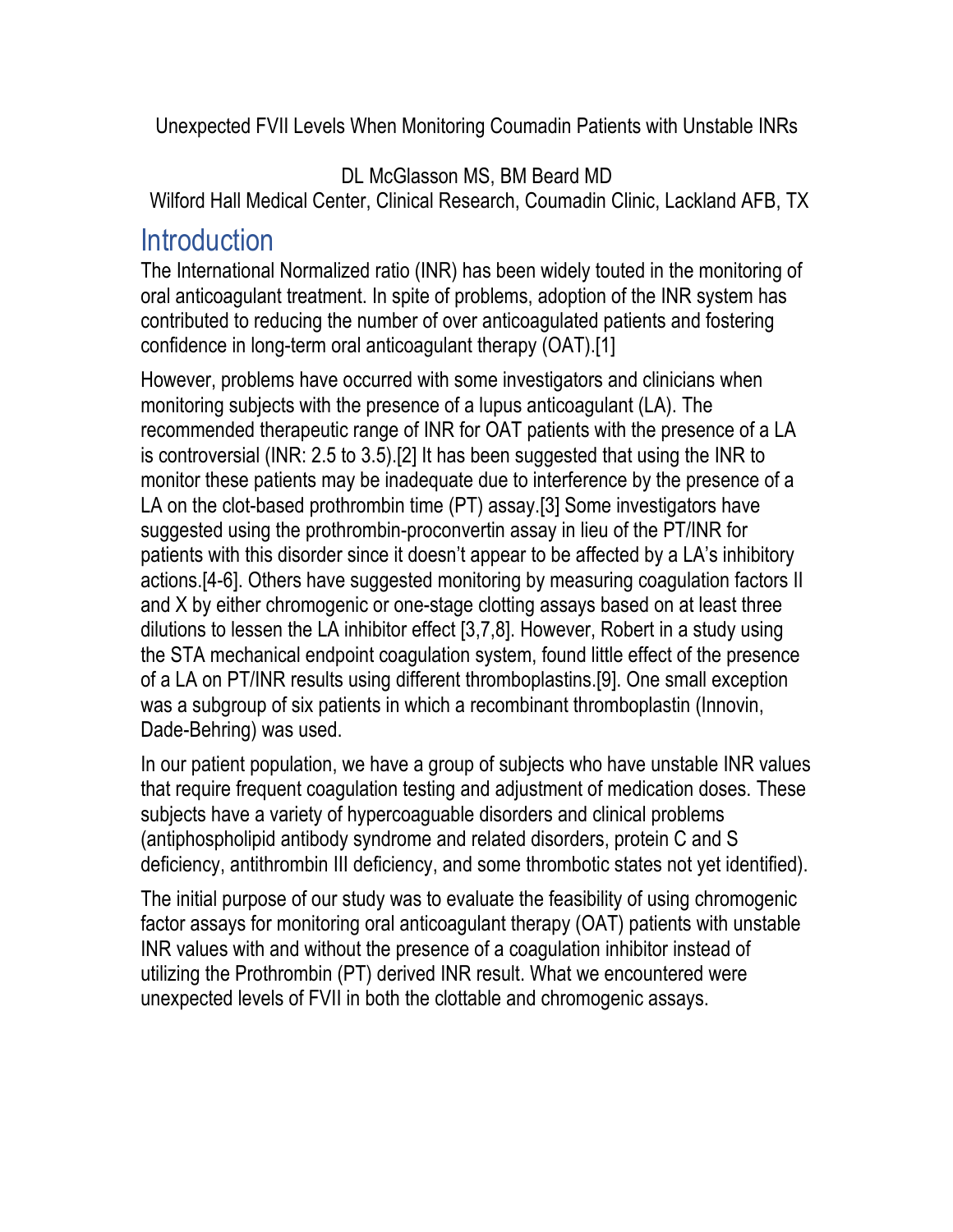Unexpected FVII Levels When Monitoring Coumadin Patients with Unstable INRs

DL McGlasson MS, BM Beard MD

Wilford Hall Medical Center, Clinical Research, Coumadin Clinic, Lackland AFB, TX

## Introduction

The International Normalized ratio (INR) has been widely touted in the monitoring of oral anticoagulant treatment. In spite of problems, adoption of the INR system has contributed to reducing the number of over anticoagulated patients and fostering confidence in long-term oral anticoagulant therapy (OAT).[1]

However, problems have occurred with some investigators and clinicians when monitoring subjects with the presence of a lupus anticoagulant (LA). The recommended therapeutic range of INR for OAT patients with the presence of a LA is controversial (INR: 2.5 to 3.5).[2] It has been suggested that using the INR to monitor these patients may be inadequate due to interference by the presence of a LA on the clot-based prothrombin time (PT) assay.[3] Some investigators have suggested using the prothrombin-proconvertin assay in lieu of the PT/INR for patients with this disorder since it doesn't appear to be affected by a LA's inhibitory actions.[4-6]. Others have suggested monitoring by measuring coagulation factors II and X by either chromogenic or one-stage clotting assays based on at least three dilutions to lessen the LA inhibitor effect [3,7,8]. However, Robert in a study using the STA mechanical endpoint coagulation system, found little effect of the presence of a LA on PT/INR results using different thromboplastins.[9]. One small exception was a subgroup of six patients in which a recombinant thromboplastin (Innovin, Dade-Behring) was used.

In our patient population, we have a group of subjects who have unstable INR values that require frequent coagulation testing and adjustment of medication doses. These subjects have a variety of hypercoaguable disorders and clinical problems (antiphospholipid antibody syndrome and related disorders, protein C and S deficiency, antithrombin III deficiency, and some thrombotic states not yet identified).

The initial purpose of our study was to evaluate the feasibility of using chromogenic factor assays for monitoring oral anticoagulant therapy (OAT) patients with unstable INR values with and without the presence of a coagulation inhibitor instead of utilizing the Prothrombin (PT) derived INR result. What we encountered were unexpected levels of FVII in both the clottable and chromogenic assays.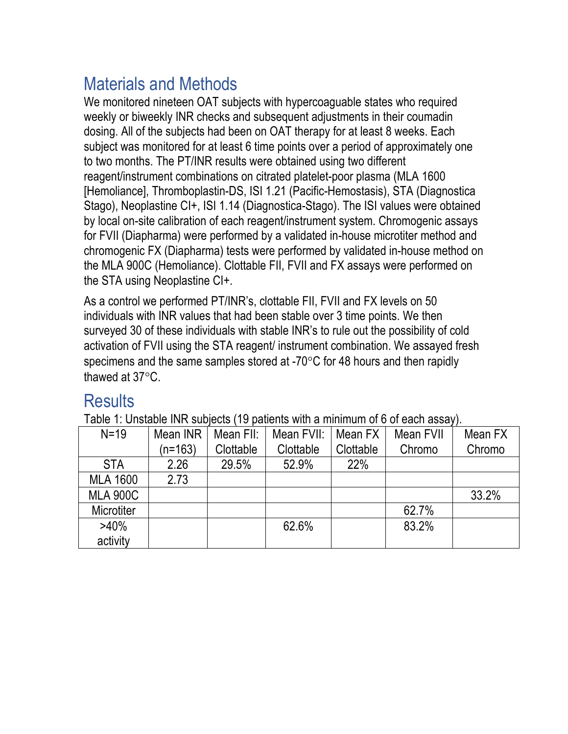## Materials and Methods

We monitored nineteen OAT subjects with hypercoaguable states who required weekly or biweekly INR checks and subsequent adjustments in their coumadin dosing. All of the subjects had been on OAT therapy for at least 8 weeks. Each subject was monitored for at least 6 time points over a period of approximately one to two months. The PT/INR results were obtained using two different reagent/instrument combinations on citrated platelet-poor plasma (MLA 1600 [Hemoliance], Thromboplastin-DS, ISI 1.21 (Pacific-Hemostasis), STA (Diagnostica Stago), Neoplastine CI+, ISI 1.14 (Diagnostica-Stago). The ISI values were obtained by local on-site calibration of each reagent/instrument system. Chromogenic assays for FVII (Diapharma) were performed by a validated in-house microtiter method and chromogenic FX (Diapharma) tests were performed by validated in-house method on the MLA 900C (Hemoliance). Clottable FII, FVII and FX assays were performed on the STA using Neoplastine CI+.

As a control we performed PT/INR's, clottable FII, FVII and FX levels on 50 individuals with INR values that had been stable over 3 time points. We then surveyed 30 of these individuals with stable INR's to rule out the possibility of cold activation of FVII using the STA reagent/ instrument combination. We assayed fresh specimens and the same samples stored at -70°C for 48 hours and then rapidly thawed at 37°C.

## Results

Table 1: Unstable INR subjects (19 patients with a minimum of 6 of each assay).

| N=19 | Mean INR (n=163) | Mean FII: Clottable | Mean FVII: Clottable | Mean FX Clottable | Mean FVII Chromo | Mean FX Chromo |
|---|---|---|---|---|---|---|
| STA | 2.26 | 29.5% | 52.9% | 22% | | |
| MLA 1600 | 2.73 | | | | | |
| MLA 900C | | | | | | 33.2% |
| Microtiter | | | | | 62.7% | |
| >40% activity | | | 62.6% | | 83.2% | |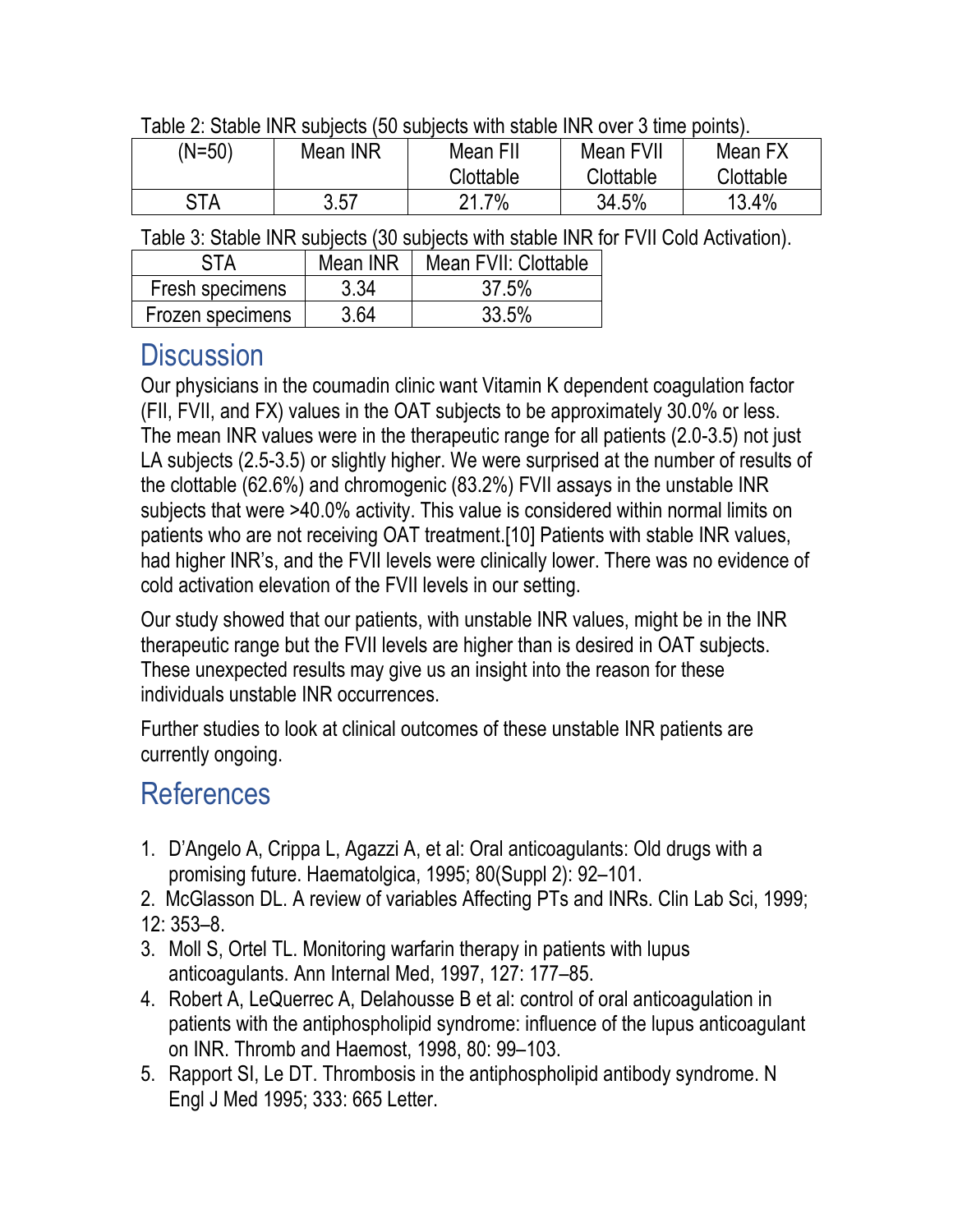Table 2: Stable INR subjects (50 subjects with stable INR over 3 time points).

| (N=50) | Mean INR | Mean FII Clottable | Mean FVII Clottable | Mean FX Clottable |
|---|---|---|---|---|
| STA | 3.57 | 21.7% | 34.5% | 13.4% |

Table 3: Stable INR subjects (30 subjects with stable INR for FVII Cold Activation).

| STA | Mean INR | Mean FVII: Clottable |
|---|---|---|
| Fresh specimens | 3.34 | 37.5% |
| Frozen specimens | 3.64 | 33.5% |

## Discussion

Our physicians in the coumadin clinic want Vitamin K dependent coagulation factor (FII, FVII, and FX) values in the OAT subjects to be approximately 30.0% or less. The mean INR values were in the therapeutic range for all patients (2.0-3.5) not just LA subjects (2.5-3.5) or slightly higher. We were surprised at the number of results of the clottable (62.6%) and chromogenic (83.2%) FVII assays in the unstable INR subjects that were >40.0% activity. This value is considered within normal limits on patients who are not receiving OAT treatment.[10] Patients with stable INR values, had higher INR's, and the FVII levels were clinically lower. There was no evidence of cold activation elevation of the FVII levels in our setting.

Our study showed that our patients, with unstable INR values, might be in the INR therapeutic range but the FVII levels are higher than is desired in OAT subjects. These unexpected results may give us an insight into the reason for these individuals unstable INR occurrences.

Further studies to look at clinical outcomes of these unstable INR patients are currently ongoing.

## References

1. D'Angelo A, Crippa L, Agazzi A, et al: Oral anticoagulants: Old drugs with a promising future. Haematolgica, 1995; 80(Suppl 2): 92–101.
2. McGlasson DL. A review of variables Affecting PTs and INRs. Clin Lab Sci, 1999; 12: 353–8.
3. Moll S, Ortel TL. Monitoring warfarin therapy in patients with lupus anticoagulants. Ann Internal Med, 1997, 127: 177–85.
4. Robert A, LeQuerrec A, Delahousse B et al: control of oral anticoagulation in patients with the antiphospholipid syndrome: influence of the lupus anticoagulant on INR. Thromb and Haemost, 1998, 80: 99–103.
5. Rapport SI, Le DT. Thrombosis in the antiphospholipid antibody syndrome. N Engl J Med 1995; 333: 665 Letter.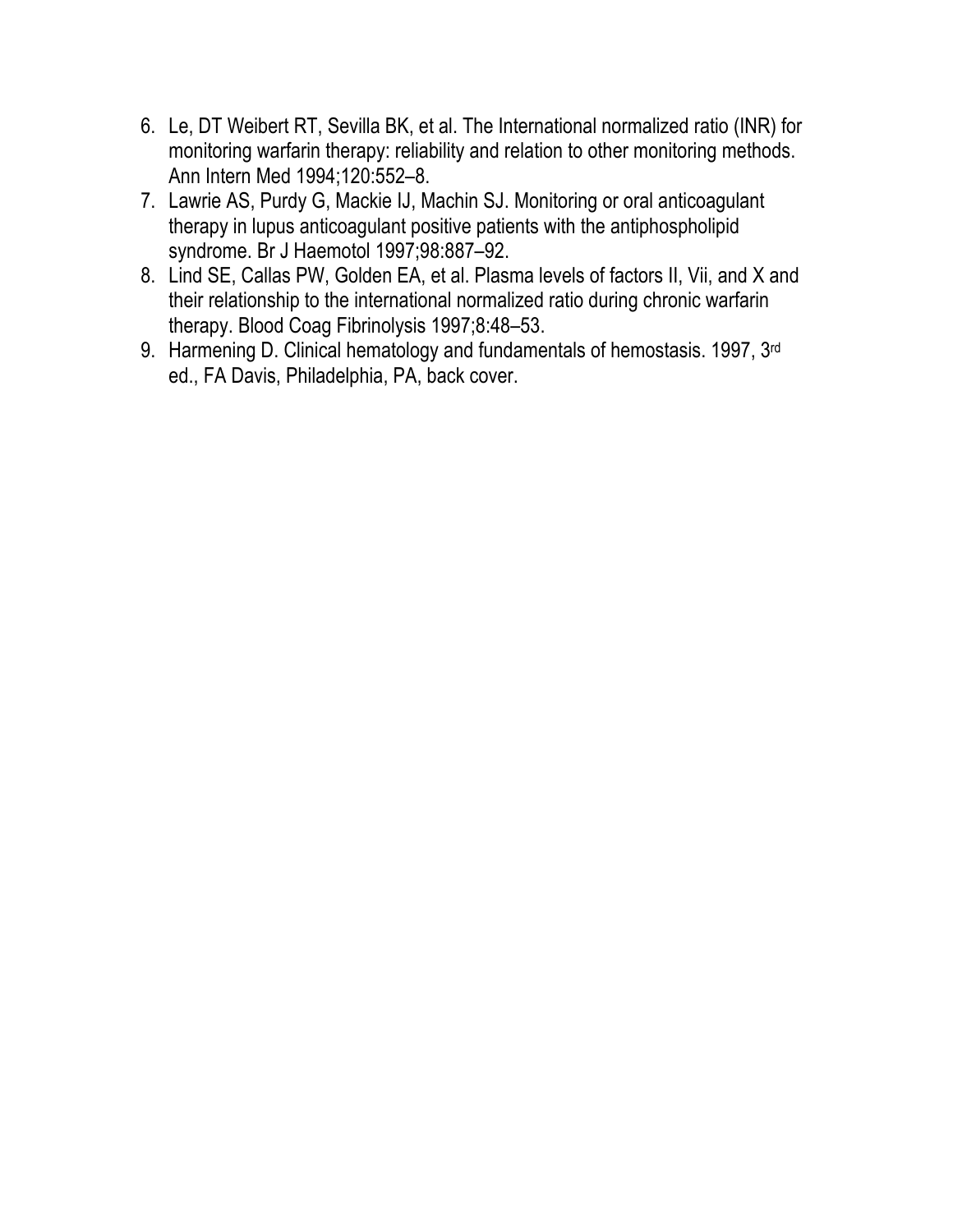6. Le, DT Weibert RT, Sevilla BK, et al. The International normalized ratio (INR) for monitoring warfarin therapy: reliability and relation to other monitoring methods. Ann Intern Med 1994;120:552–8.
7. Lawrie AS, Purdy G, Mackie IJ, Machin SJ. Monitoring or oral anticoagulant therapy in lupus anticoagulant positive patients with the antiphospholipid syndrome. Br J Haemotol 1997;98:887–92.
8. Lind SE, Callas PW, Golden EA, et al. Plasma levels of factors II, Vii, and X and their relationship to the international normalized ratio during chronic warfarin therapy. Blood Coag Fibrinolysis 1997;8:48–53.
9. Harmening D. Clinical hematology and fundamentals of hemostasis. 1997, 3rd ed., FA Davis, Philadelphia, PA, back cover.